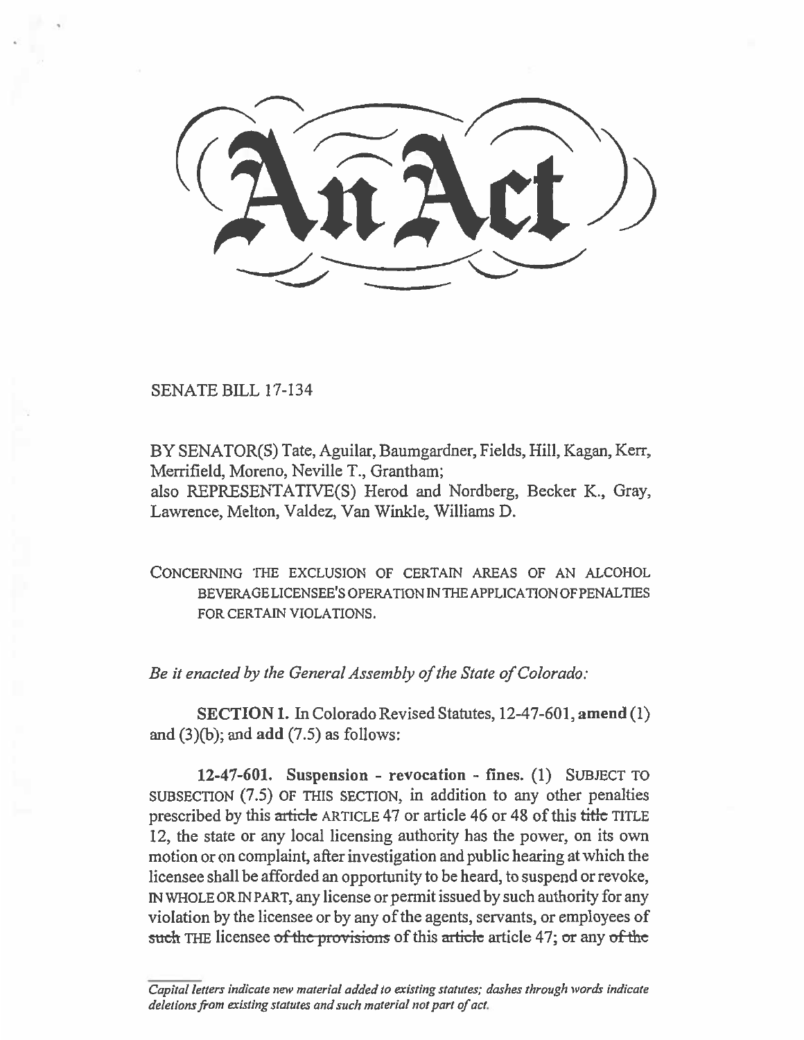# An Act

SENATE BILL 17-134

BY SENATOR(S) Tate, Aguilar, Baumgardner, Fields, Hill, Kagan, Kerr, Merrifield, Moreno, Neville T., Grantham;
also REPRESENTATIVE(S) Herod and Nordberg, Becker K., Gray, Lawrence, Melton, Valdez, Van Winkle, Williams D.

CONCERNING THE EXCLUSION OF CERTAIN AREAS OF AN ALCOHOL BEVERAGE LICENSEE'S OPERATION IN THE APPLICATION OF PENALTIES FOR CERTAIN VIOLATIONS.

*Be it enacted by the General Assembly of the State of Colorado:*

**SECTION 1.** In Colorado Revised Statutes, 12-47-601, **amend** (1) and (3)(b); and **add** (7.5) as follows:

**12-47-601. Suspension - revocation - fines.** (1) SUBJECT TO SUBSECTION (7.5) OF THIS SECTION, in addition to any other penalties prescribed by this ~~article~~ ARTICLE 47 or article 46 or 48 of this ~~title~~ TITLE 12, the state or any local licensing authority has the power, on its own motion or on complaint, after investigation and public hearing at which the licensee shall be afforded an opportunity to be heard, to suspend or revoke, IN WHOLE OR IN PART, any license or permit issued by such authority for any violation by the licensee or by any of the agents, servants, or employees of ~~such~~ THE licensee ~~of the provisions~~ of this ~~article~~ article 47; ~~or~~ any ~~of the~~

*Capital letters indicate new material added to existing statutes; dashes through words indicate deletions from existing statutes and such material not part of act.*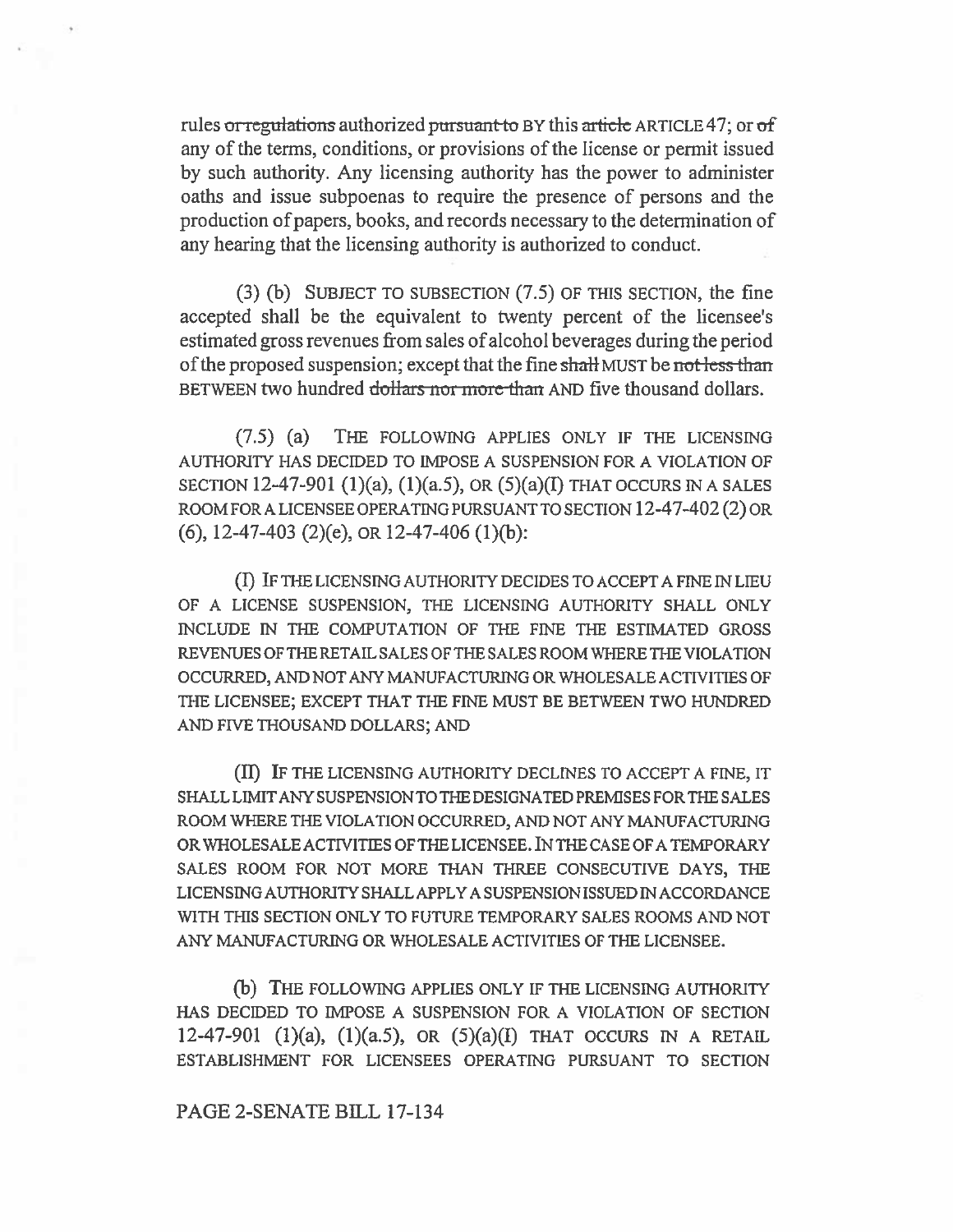rules ~~or regulations~~ authorized ~~pursuant to~~ BY this ~~article~~ ARTICLE 47; or ~~of~~ any of the terms, conditions, or provisions of the license or permit issued by such authority. Any licensing authority has the power to administer oaths and issue subpoenas to require the presence of persons and the production of papers, books, and records necessary to the determination of any hearing that the licensing authority is authorized to conduct.

(3) (b) SUBJECT TO SUBSECTION (7.5) OF THIS SECTION, the fine accepted shall be the equivalent to twenty percent of the licensee's estimated gross revenues from sales of alcohol beverages during the period of the proposed suspension; except that the fine ~~shall~~ MUST be ~~not less than~~ BETWEEN two hundred ~~dollars nor more than~~ AND five thousand dollars.

(7.5) (a) THE FOLLOWING APPLIES ONLY IF THE LICENSING AUTHORITY HAS DECIDED TO IMPOSE A SUSPENSION FOR A VIOLATION OF SECTION 12-47-901 (1)(a), (1)(a.5), OR (5)(a)(I) THAT OCCURS IN A SALES ROOM FOR A LICENSEE OPERATING PURSUANT TO SECTION 12-47-402 (2) OR (6), 12-47-403 (2)(e), OR 12-47-406 (1)(b):

(I) IF THE LICENSING AUTHORITY DECIDES TO ACCEPT A FINE IN LIEU OF A LICENSE SUSPENSION, THE LICENSING AUTHORITY SHALL ONLY INCLUDE IN THE COMPUTATION OF THE FINE THE ESTIMATED GROSS REVENUES OF THE RETAIL SALES OF THE SALES ROOM WHERE THE VIOLATION OCCURRED, AND NOT ANY MANUFACTURING OR WHOLESALE ACTIVITIES OF THE LICENSEE; EXCEPT THAT THE FINE MUST BE BETWEEN TWO HUNDRED AND FIVE THOUSAND DOLLARS; AND

(II) IF THE LICENSING AUTHORITY DECLINES TO ACCEPT A FINE, IT SHALL LIMIT ANY SUSPENSION TO THE DESIGNATED PREMISES FOR THE SALES ROOM WHERE THE VIOLATION OCCURRED, AND NOT ANY MANUFACTURING OR WHOLESALE ACTIVITIES OF THE LICENSEE. IN THE CASE OF A TEMPORARY SALES ROOM FOR NOT MORE THAN THREE CONSECUTIVE DAYS, THE LICENSING AUTHORITY SHALL APPLY A SUSPENSION ISSUED IN ACCORDANCE WITH THIS SECTION ONLY TO FUTURE TEMPORARY SALES ROOMS AND NOT ANY MANUFACTURING OR WHOLESALE ACTIVITIES OF THE LICENSEE.

(b) THE FOLLOWING APPLIES ONLY IF THE LICENSING AUTHORITY HAS DECIDED TO IMPOSE A SUSPENSION FOR A VIOLATION OF SECTION 12-47-901 (1)(a), (1)(a.5), OR (5)(a)(I) THAT OCCURS IN A RETAIL ESTABLISHMENT FOR LICENSEES OPERATING PURSUANT TO SECTION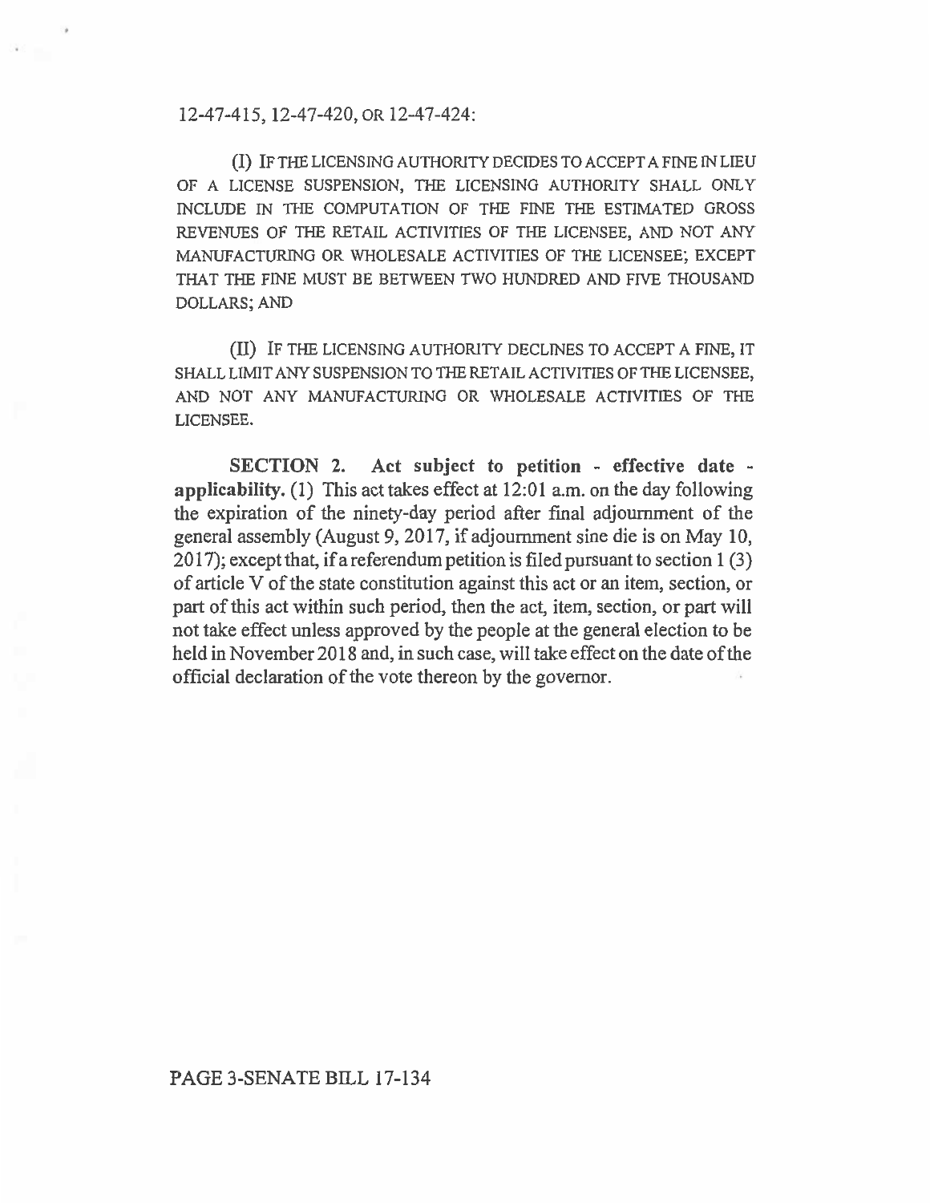12-47-415, 12-47-420, OR 12-47-424:

(I) IF THE LICENSING AUTHORITY DECIDES TO ACCEPT A FINE IN LIEU OF A LICENSE SUSPENSION, THE LICENSING AUTHORITY SHALL ONLY INCLUDE IN THE COMPUTATION OF THE FINE THE ESTIMATED GROSS REVENUES OF THE RETAIL ACTIVITIES OF THE LICENSEE, AND NOT ANY MANUFACTURING OR WHOLESALE ACTIVITIES OF THE LICENSEE; EXCEPT THAT THE FINE MUST BE BETWEEN TWO HUNDRED AND FIVE THOUSAND DOLLARS; AND

(II) IF THE LICENSING AUTHORITY DECLINES TO ACCEPT A FINE, IT SHALL LIMIT ANY SUSPENSION TO THE RETAIL ACTIVITIES OF THE LICENSEE, AND NOT ANY MANUFACTURING OR WHOLESALE ACTIVITIES OF THE LICENSEE.

**SECTION 2. Act subject to petition - effective date - applicability.** (1) This act takes effect at 12:01 a.m. on the day following the expiration of the ninety-day period after final adjournment of the general assembly (August 9, 2017, if adjournment sine die is on May 10, 2017); except that, if a referendum petition is filed pursuant to section 1 (3) of article V of the state constitution against this act or an item, section, or part of this act within such period, then the act, item, section, or part will not take effect unless approved by the people at the general election to be held in November 2018 and, in such case, will take effect on the date of the official declaration of the vote thereon by the governor.

PAGE 3-SENATE BILL 17-134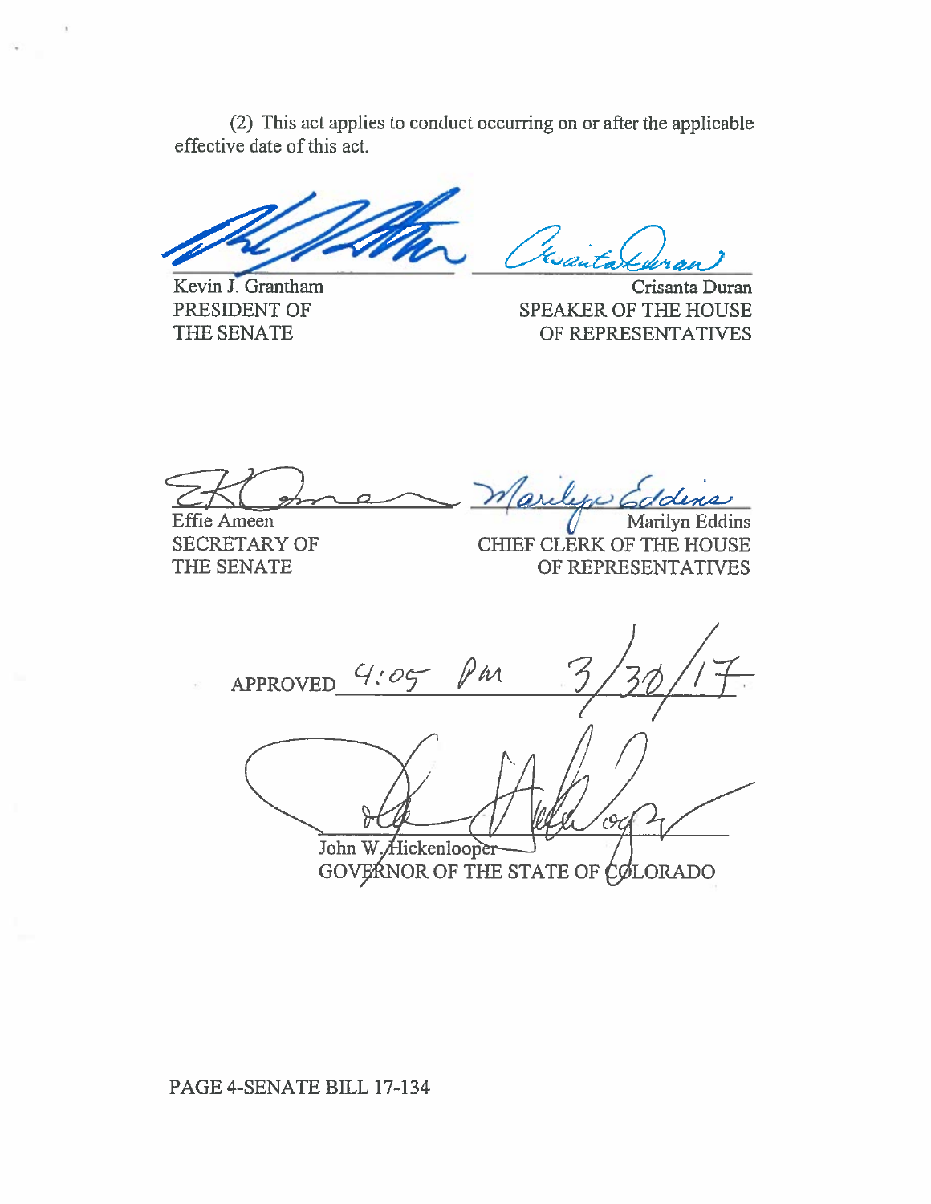(2) This act applies to conduct occurring on or after the applicable effective date of this act.

Kevin J. Grantham
PRESIDENT OF
THE SENATE

Crisanta Duran
SPEAKER OF THE HOUSE
OF REPRESENTATIVES

Effie Ameen
SECRETARY OF
THE SENATE

Marilyn Eddins
CHIEF CLERK OF THE HOUSE
OF REPRESENTATIVES

APPROVED 4:05 PM 3/30/17

John W. Hickenlooper
GOVERNOR OF THE STATE OF COLORADO

PAGE 4-SENATE BILL 17-134